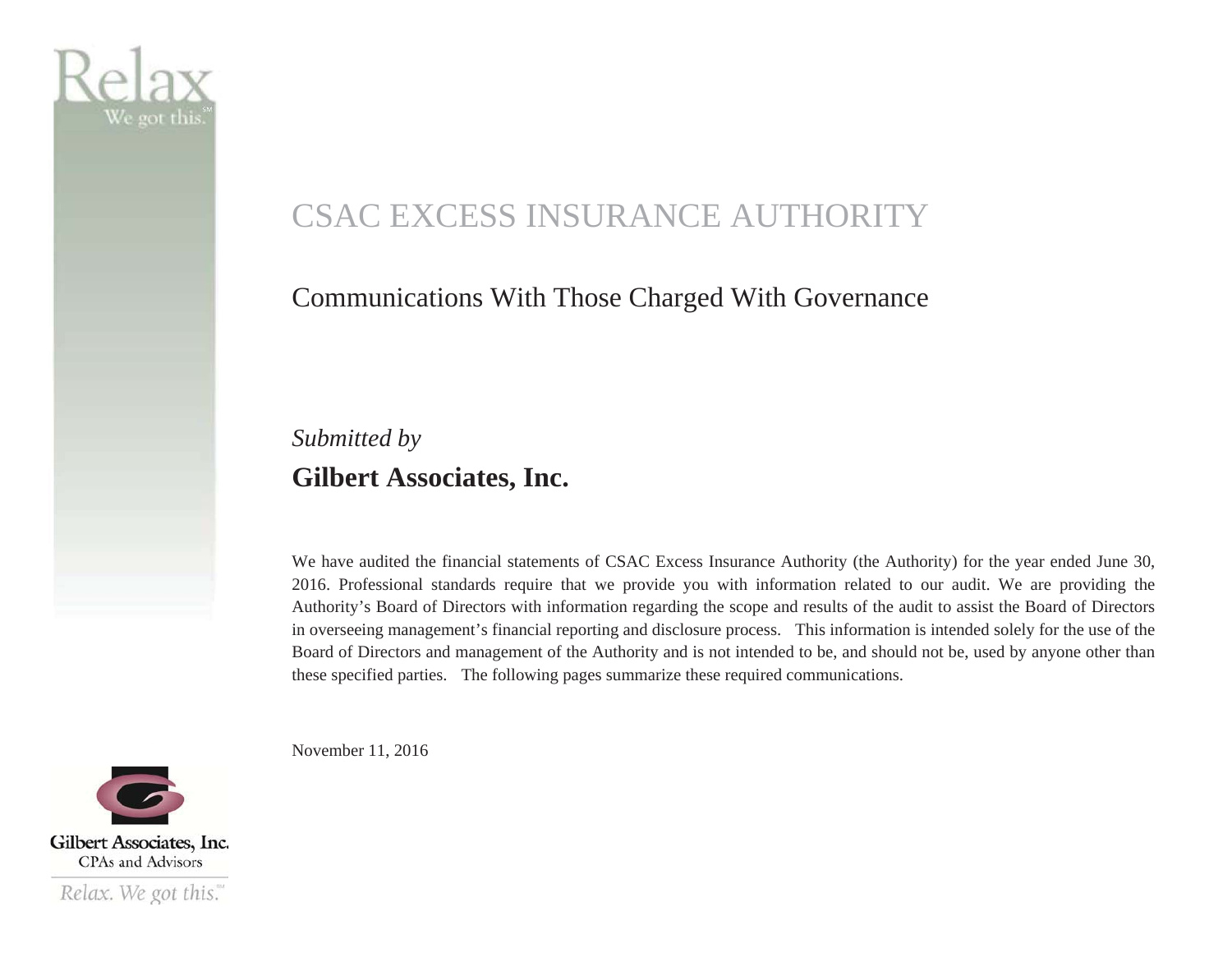# CSAC EXCESS INSURANCE AUTHORITY

## Communications With Those Charged With Governance

*Submitted by*

**Gilbert Associates, Inc.**

We have audited the financial statements of CSAC Excess Insurance Authority (the Authority) for the year ended June 30, 2016. Professional standards require that we provide you with information related to our audit. We are providing the Authority's Board of Directors with information regarding the scope and results of the audit to assist the Board of Directors in overseeing management's financial reporting and disclosure process. This information is intended solely for the use of the Board of Directors and management of the Authority and is not intended to be, and should not be, used by anyone other than these specified parties. The following pages summarize these required communications.

November 11, 2016

Gilbert Associates, Inc.
CPAs and Advisors
Relax. We got this.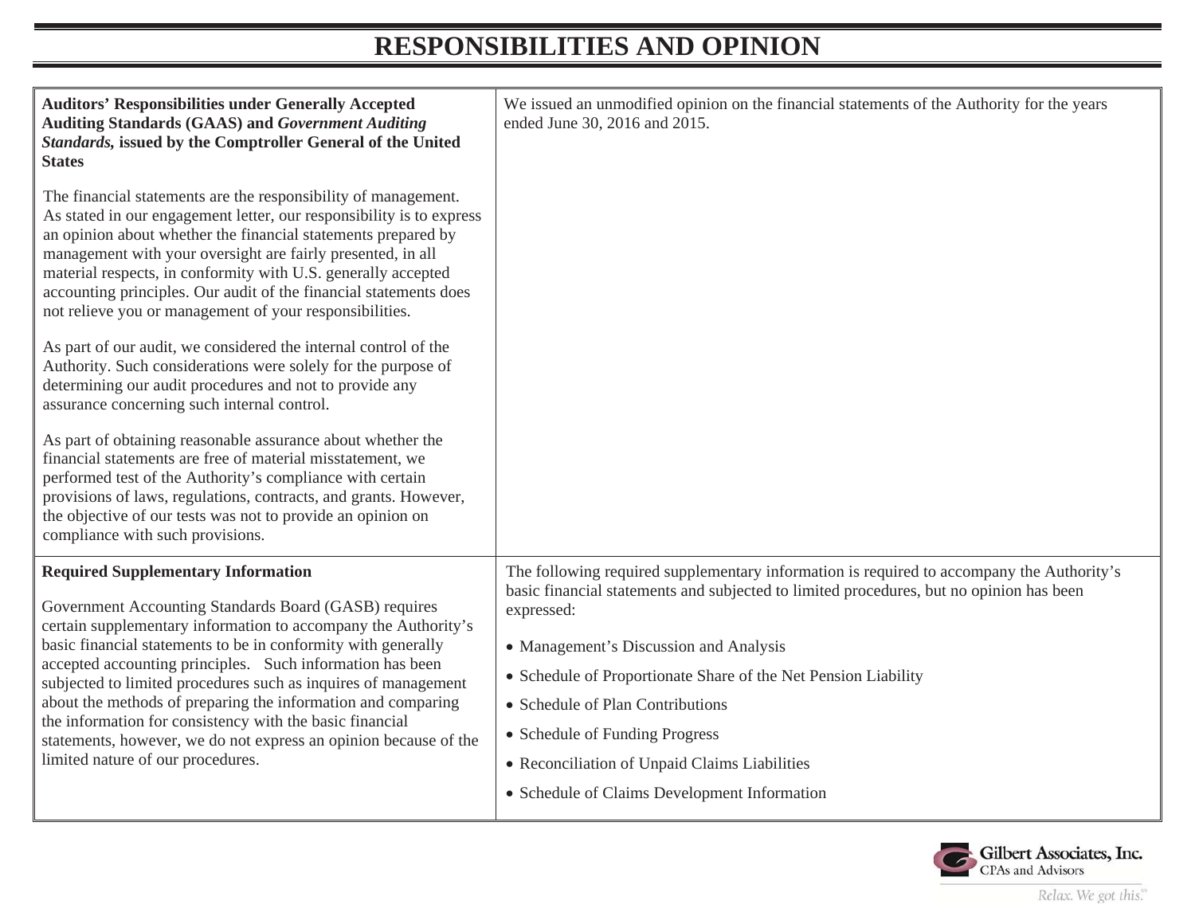# RESPONSIBILITIES AND OPINION

| | |
|---|---|
| **Auditors' Responsibilities under Generally Accepted Auditing Standards (GAAS) and *Government Auditing Standards,* issued by the Comptroller General of the United States**<br><br>The financial statements are the responsibility of management. As stated in our engagement letter, our responsibility is to express an opinion about whether the financial statements prepared by management with your oversight are fairly presented, in all material respects, in conformity with U.S. generally accepted accounting principles. Our audit of the financial statements does not relieve you or management of your responsibilities.<br><br>As part of our audit, we considered the internal control of the Authority. Such considerations were solely for the purpose of determining our audit procedures and not to provide any assurance concerning such internal control.<br><br>As part of obtaining reasonable assurance about whether the financial statements are free of material misstatement, we performed test of the Authority's compliance with certain provisions of laws, regulations, contracts, and grants. However, the objective of our tests was not to provide an opinion on compliance with such provisions. | We issued an unmodified opinion on the financial statements of the Authority for the years ended June 30, 2016 and 2015. |
| **Required Supplementary Information**<br><br>Government Accounting Standards Board (GASB) requires certain supplementary information to accompany the Authority's basic financial statements to be in conformity with generally accepted accounting principles. Such information has been subjected to limited procedures such as inquires of management about the methods of preparing the information and comparing the information for consistency with the basic financial statements, however, we do not express an opinion because of the limited nature of our procedures. | The following required supplementary information is required to accompany the Authority's basic financial statements and subjected to limited procedures, but no opinion has been expressed:<br><br>• Management's Discussion and Analysis<br>• Schedule of Proportionate Share of the Net Pension Liability<br>• Schedule of Plan Contributions<br>• Schedule of Funding Progress<br>• Reconciliation of Unpaid Claims Liabilities<br>• Schedule of Claims Development Information |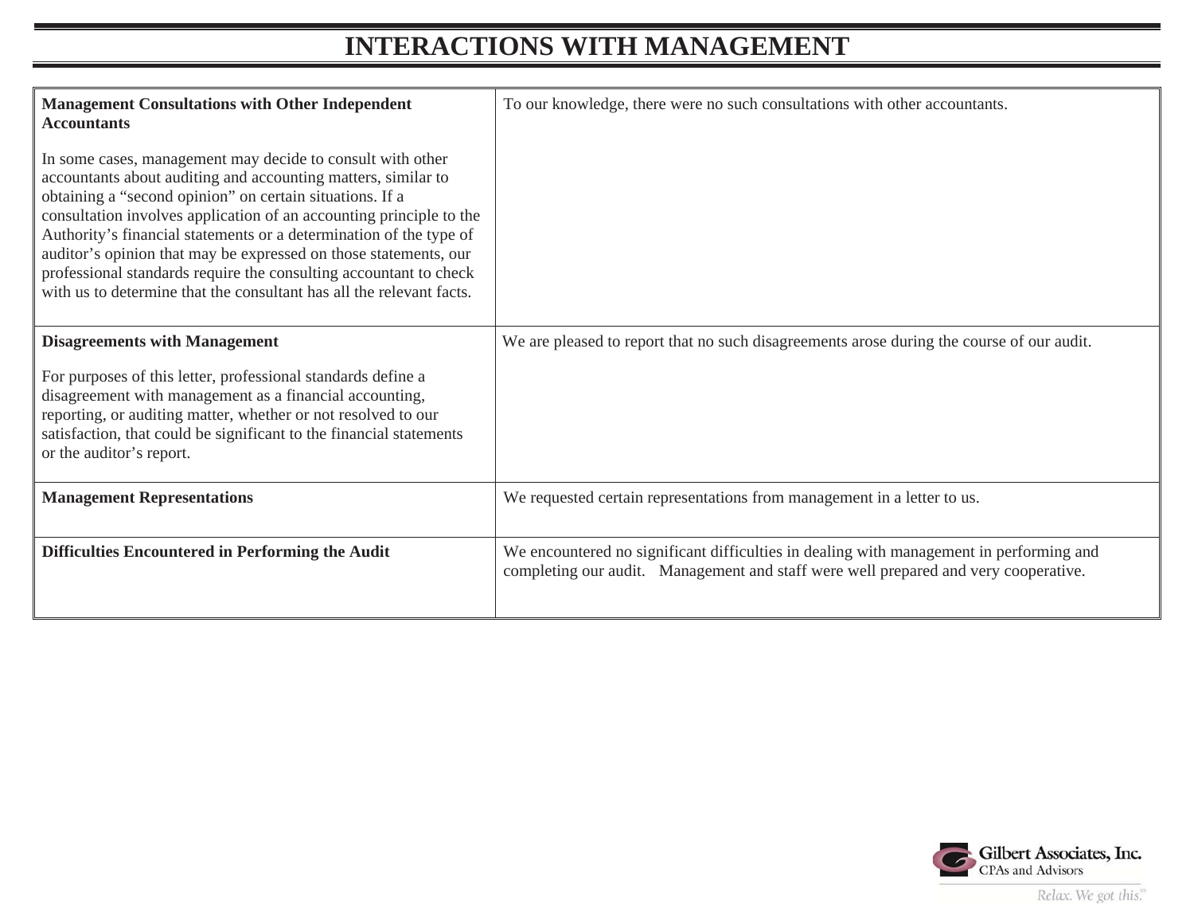# INTERACTIONS WITH MANAGEMENT

| | |
|---|---|
| **Management Consultations with Other Independent Accountants**<br><br>In some cases, management may decide to consult with other accountants about auditing and accounting matters, similar to obtaining a "second opinion" on certain situations. If a consultation involves application of an accounting principle to the Authority's financial statements or a determination of the type of auditor's opinion that may be expressed on those statements, our professional standards require the consulting accountant to check with us to determine that the consultant has all the relevant facts. | To our knowledge, there were no such consultations with other accountants. |
| **Disagreements with Management**<br><br>For purposes of this letter, professional standards define a disagreement with management as a financial accounting, reporting, or auditing matter, whether or not resolved to our satisfaction, that could be significant to the financial statements or the auditor's report. | We are pleased to report that no such disagreements arose during the course of our audit. |
| **Management Representations** | We requested certain representations from management in a letter to us. |
| **Difficulties Encountered in Performing the Audit** | We encountered no significant difficulties in dealing with management in performing and completing our audit. Management and staff were well prepared and very cooperative. |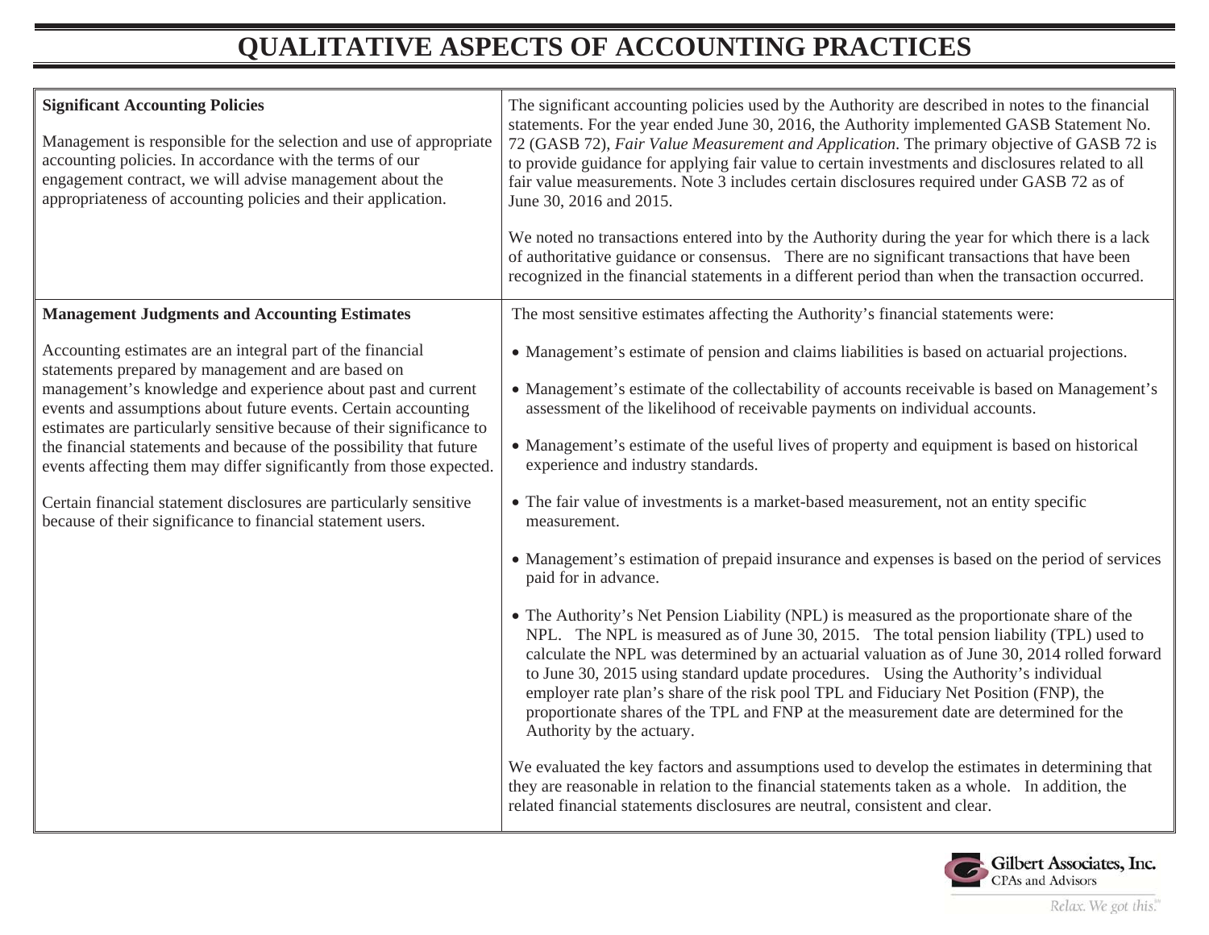# QUALITATIVE ASPECTS OF ACCOUNTING PRACTICES

| | |
|---|---|
| **Significant Accounting Policies**<br><br>Management is responsible for the selection and use of appropriate accounting policies. In accordance with the terms of our engagement contract, we will advise management about the appropriateness of accounting policies and their application. | The significant accounting policies used by the Authority are described in notes to the financial statements. For the year ended June 30, 2016, the Authority implemented GASB Statement No. 72 (GASB 72), *Fair Value Measurement and Application*. The primary objective of GASB 72 is to provide guidance for applying fair value to certain investments and disclosures related to all fair value measurements. Note 3 includes certain disclosures required under GASB 72 as of June 30, 2016 and 2015.<br><br>We noted no transactions entered into by the Authority during the year for which there is a lack of authoritative guidance or consensus. There are no significant transactions that have been recognized in the financial statements in a different period than when the transaction occurred. |
| **Management Judgments and Accounting Estimates**<br><br>Accounting estimates are an integral part of the financial statements prepared by management and are based on management's knowledge and experience about past and current events and assumptions about future events. Certain accounting estimates are particularly sensitive because of their significance to the financial statements and because of the possibility that future events affecting them may differ significantly from those expected.<br><br>Certain financial statement disclosures are particularly sensitive because of their significance to financial statement users. | The most sensitive estimates affecting the Authority's financial statements were:<br><br>• Management's estimate of pension and claims liabilities is based on actuarial projections.<br><br>• Management's estimate of the collectability of accounts receivable is based on Management's assessment of the likelihood of receivable payments on individual accounts.<br><br>• Management's estimate of the useful lives of property and equipment is based on historical experience and industry standards.<br><br>• The fair value of investments is a market-based measurement, not an entity specific measurement.<br><br>• Management's estimation of prepaid insurance and expenses is based on the period of services paid for in advance.<br><br>• The Authority's Net Pension Liability (NPL) is measured as the proportionate share of the NPL. The NPL is measured as of June 30, 2015. The total pension liability (TPL) used to calculate the NPL was determined by an actuarial valuation as of June 30, 2014 rolled forward to June 30, 2015 using standard update procedures. Using the Authority's individual employer rate plan's share of the risk pool TPL and Fiduciary Net Position (FNP), the proportionate shares of the TPL and FNP at the measurement date are determined for the Authority by the actuary.<br><br>We evaluated the key factors and assumptions used to develop the estimates in determining that they are reasonable in relation to the financial statements taken as a whole. In addition, the related financial statements disclosures are neutral, consistent and clear. |

Gilbert Associates, Inc.
CPAs and Advisors
Relax. We got this.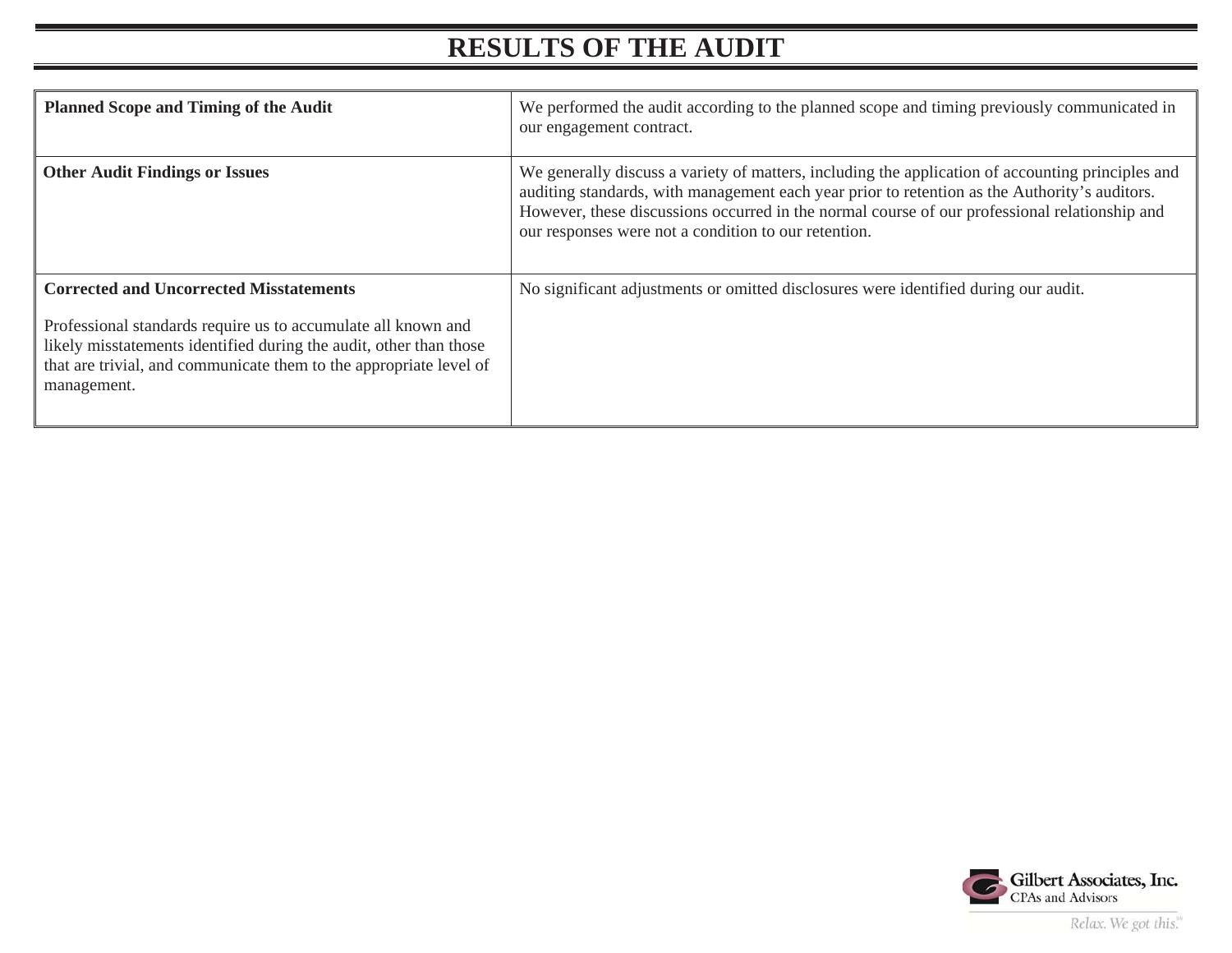# RESULTS OF THE AUDIT

| | |
|---|---|
| **Planned Scope and Timing of the Audit** | We performed the audit according to the planned scope and timing previously communicated in our engagement contract. |
| **Other Audit Findings or Issues** | We generally discuss a variety of matters, including the application of accounting principles and auditing standards, with management each year prior to retention as the Authority's auditors. However, these discussions occurred in the normal course of our professional relationship and our responses were not a condition to our retention. |
| **Corrected and Uncorrected Misstatements**<br><br>Professional standards require us to accumulate all known and likely misstatements identified during the audit, other than those that are trivial, and communicate them to the appropriate level of management. | No significant adjustments or omitted disclosures were identified during our audit. |

Gilbert Associates, Inc.
CPAs and Advisors
*Relax. We got this.*